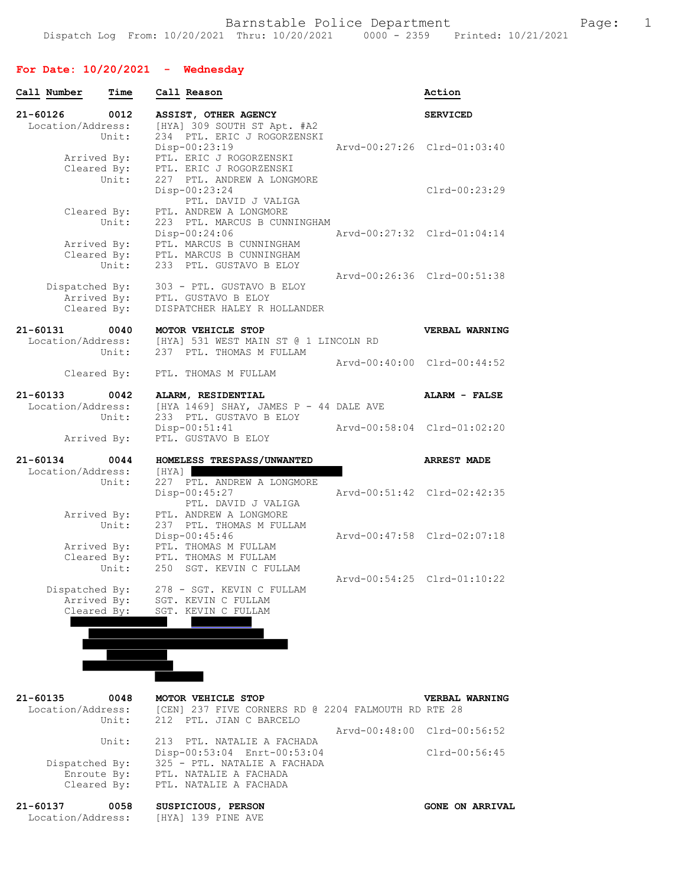Barnstable Police Department

Dispatch Log From: 10/20/2021 Thru: 10/20/2021 0000 - 2359 Printed: 10/21/2021

## For Date: 10/20/2021 - Wednesday

| Call Number | Time | Call Reason | Action |
|---|---|---|---|

**21-60126 0012 ASSIST, OTHER AGENCY — SERVICED**

```
Location/Address:  [HYA] 309 SOUTH ST Apt. #A2
            Unit:  234  PTL. ERIC J ROGORZENSKI
                   Disp-00:23:19         Arvd-00:27:26  Clrd-01:03:40
      Arrived By:  PTL. ERIC J ROGORZENSKI
      Cleared By:  PTL. ERIC J ROGORZENSKI
            Unit:  227  PTL. ANDREW A LONGMORE
                   Disp-00:23:24                        Clrd-00:23:29
                        PTL. DAVID J VALIGA
      Cleared By:  PTL. ANDREW A LONGMORE
            Unit:  223  PTL. MARCUS B CUNNINGHAM
                   Disp-00:24:06         Arvd-00:27:32  Clrd-01:04:14
      Arrived By:  PTL. MARCUS B CUNNINGHAM
      Cleared By:  PTL. MARCUS B CUNNINGHAM
            Unit:  233  PTL. GUSTAVO B ELOY
                                         Arvd-00:26:36  Clrd-00:51:38
   Dispatched By:  303 - PTL. GUSTAVO B ELOY
      Arrived By:  PTL. GUSTAVO B ELOY
      Cleared By:  DISPATCHER HALEY R HOLLANDER
```

**21-60131 0040 MOTOR VEHICLE STOP — VERBAL WARNING**

```
Location/Address:  [HYA] 531 WEST MAIN ST @ 1 LINCOLN RD
            Unit:  237  PTL. THOMAS M FULLAM
                                         Arvd-00:40:00  Clrd-00:44:52
      Cleared By:  PTL. THOMAS M FULLAM
```

**21-60133 0042 ALARM, RESIDENTIAL — ALARM - FALSE**

```
Location/Address:  [HYA 1469] SHAY, JAMES P - 44 DALE AVE
            Unit:  233  PTL. GUSTAVO B ELOY
                   Disp-00:51:41         Arvd-00:58:04  Clrd-01:02:20
      Arrived By:  PTL. GUSTAVO B ELOY
```

**21-60134 0044 HOMELESS TRESPASS/UNWANTED — ARREST MADE**

```
Location/Address:  [HYA] [REDACTED]
            Unit:  227  PTL. ANDREW A LONGMORE
                   Disp-00:45:27         Arvd-00:51:42  Clrd-02:42:35
                        PTL. DAVID J VALIGA
      Arrived By:  PTL. ANDREW A LONGMORE
            Unit:  237  PTL. THOMAS M FULLAM
                   Disp-00:45:46         Arvd-00:47:58  Clrd-02:07:18
      Arrived By:  PTL. THOMAS M FULLAM
      Cleared By:  PTL. THOMAS M FULLAM
            Unit:  250  SGT. KEVIN C FULLAM
                                         Arvd-00:54:25  Clrd-01:10:22
   Dispatched By:  278 - SGT. KEVIN C FULLAM
      Arrived By:  SGT. KEVIN C FULLAM
      Cleared By:  SGT. KEVIN C FULLAM
[REDACTED]
```

**21-60135 0048 MOTOR VEHICLE STOP — VERBAL WARNING**

```
Location/Address:  [CEN] 237 FIVE CORNERS RD @ 2204 FALMOUTH RD RTE 28
            Unit:  212  PTL. JIAN C BARCELO
                                         Arvd-00:48:00  Clrd-00:56:52
            Unit:  213  PTL. NATALIE A FACHADA
                   Disp-00:53:04  Enrt-00:53:04         Clrd-00:56:45
   Dispatched By:  325 - PTL. NATALIE A FACHADA
      Enroute By:  PTL. NATALIE A FACHADA
      Cleared By:  PTL. NATALIE A FACHADA
```

**21-60137 0058 SUSPICIOUS, PERSON — GONE ON ARRIVAL**

```
Location/Address:  [HYA] 139 PINE AVE
```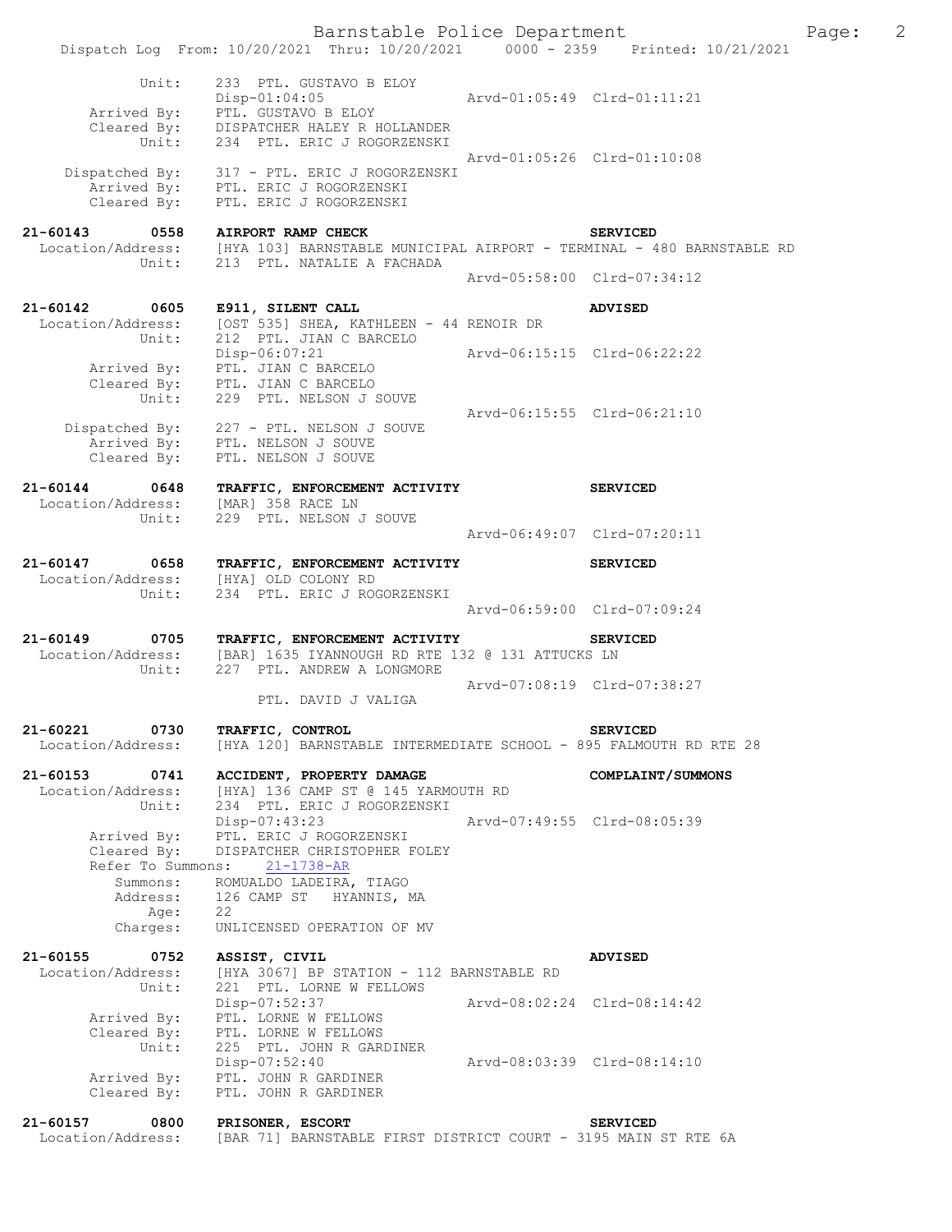```
          Unit:    233  PTL. GUSTAVO B ELOY
                   Disp-01:04:05               Arvd-01:05:49  Clrd-01:11:21
     Arrived By:   PTL. GUSTAVO B ELOY
     Cleared By:   DISPATCHER HALEY R HOLLANDER
          Unit:    234  PTL. ERIC J ROGORZENSKI
                                               Arvd-01:05:26  Clrd-01:10:08
  Dispatched By:   317 - PTL. ERIC J ROGORZENSKI
     Arrived By:   PTL. ERIC J ROGORZENSKI
     Cleared By:   PTL. ERIC J ROGORZENSKI

21-60143     0558   AIRPORT RAMP CHECK                          SERVICED
 Location/Address:  [HYA 103] BARNSTABLE MUNICIPAL AIRPORT - TERMINAL - 480 BARNSTABLE RD
          Unit:    213  PTL. NATALIE A FACHADA
                                               Arvd-05:58:00  Clrd-07:34:12

21-60142     0605   E911, SILENT CALL                           ADVISED
 Location/Address:  [OST 535] SHEA, KATHLEEN - 44 RENOIR DR
          Unit:    212  PTL. JIAN C BARCELO
                   Disp-06:07:21               Arvd-06:15:15  Clrd-06:22:22
     Arrived By:   PTL. JIAN C BARCELO
     Cleared By:   PTL. JIAN C BARCELO
          Unit:    229  PTL. NELSON J SOUVE
                                               Arvd-06:15:55  Clrd-06:21:10
  Dispatched By:   227 - PTL. NELSON J SOUVE
     Arrived By:   PTL. NELSON J SOUVE
     Cleared By:   PTL. NELSON J SOUVE

21-60144     0648   TRAFFIC, ENFORCEMENT ACTIVITY               SERVICED
 Location/Address:  [MAR] 358 RACE LN
          Unit:    229  PTL. NELSON J SOUVE
                                               Arvd-06:49:07  Clrd-07:20:11

21-60147     0658   TRAFFIC, ENFORCEMENT ACTIVITY               SERVICED
 Location/Address:  [HYA] OLD COLONY RD
          Unit:    234  PTL. ERIC J ROGORZENSKI
                                               Arvd-06:59:00  Clrd-07:09:24

21-60149     0705   TRAFFIC, ENFORCEMENT ACTIVITY               SERVICED
 Location/Address:  [BAR] 1635 IYANNOUGH RD RTE 132 @ 131 ATTUCKS LN
          Unit:    227  PTL. ANDREW A LONGMORE
                                               Arvd-07:08:19  Clrd-07:38:27
                   PTL. DAVID J VALIGA

21-60221     0730   TRAFFIC, CONTROL                            SERVICED
 Location/Address:  [HYA 120] BARNSTABLE INTERMEDIATE SCHOOL - 895 FALMOUTH RD RTE 28

21-60153     0741   ACCIDENT, PROPERTY DAMAGE                   COMPLAINT/SUMMONS
 Location/Address:  [HYA] 136 CAMP ST @ 145 YARMOUTH RD
          Unit:    234  PTL. ERIC J ROGORZENSKI
                   Disp-07:43:23               Arvd-07:49:55  Clrd-08:05:39
     Arrived By:   PTL. ERIC J ROGORZENSKI
     Cleared By:   DISPATCHER CHRISTOPHER FOLEY
 Refer To Summons:   21-1738-AR
        Summons:   ROMUALDO LADEIRA, TIAGO
        Address:   126 CAMP ST   HYANNIS, MA
            Age:   22
        Charges:   UNLICENSED OPERATION OF MV

21-60155     0752   ASSIST, CIVIL                               ADVISED
 Location/Address:  [HYA 3067] BP STATION - 112 BARNSTABLE RD
          Unit:    221  PTL. LORNE W FELLOWS
                   Disp-07:52:37               Arvd-08:02:24  Clrd-08:14:42
     Arrived By:   PTL. LORNE W FELLOWS
     Cleared By:   PTL. LORNE W FELLOWS
          Unit:    225  PTL. JOHN R GARDINER
                   Disp-07:52:40               Arvd-08:03:39  Clrd-08:14:10
     Arrived By:   PTL. JOHN R GARDINER
     Cleared By:   PTL. JOHN R GARDINER

21-60157     0800   PRISONER, ESCORT                            SERVICED
 Location/Address:  [BAR 71] BARNSTABLE FIRST DISTRICT COURT - 3195 MAIN ST RTE 6A
```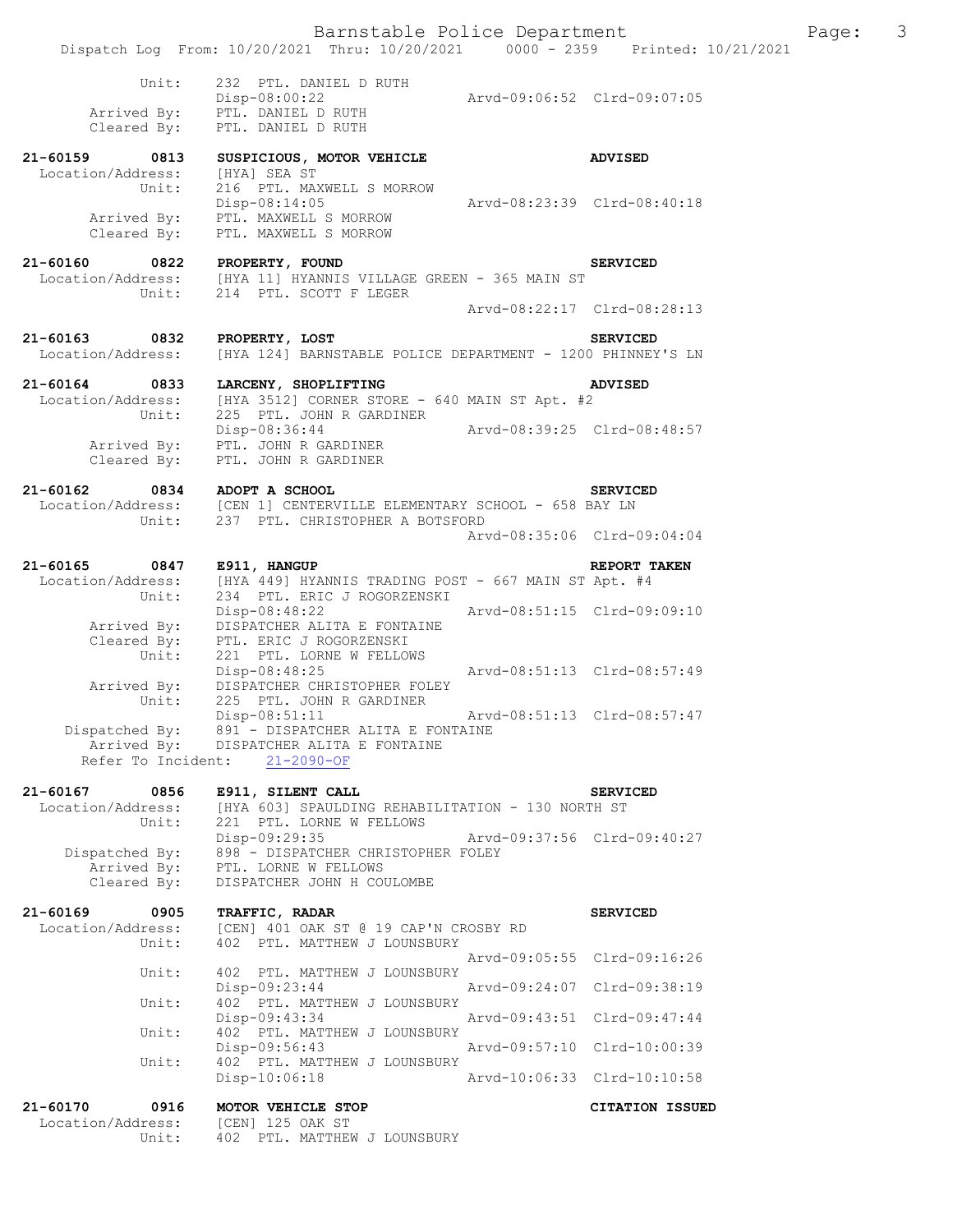```
           Unit:     232  PTL. DANIEL D RUTH
                     Disp-08:00:22              Arvd-09:06:52  Clrd-09:07:05
     Arrived By:     PTL. DANIEL D RUTH
     Cleared By:     PTL. DANIEL D RUTH

21-60159      0813   SUSPICIOUS, MOTOR VEHICLE                    ADVISED
 Location/Address:   [HYA] SEA ST
           Unit:     216  PTL. MAXWELL S MORROW
                     Disp-08:14:05              Arvd-08:23:39  Clrd-08:40:18
     Arrived By:     PTL. MAXWELL S MORROW
     Cleared By:     PTL. MAXWELL S MORROW

21-60160      0822   PROPERTY, FOUND                              SERVICED
 Location/Address:   [HYA 11] HYANNIS VILLAGE GREEN - 365 MAIN ST
           Unit:     214  PTL. SCOTT F LEGER
                                                Arvd-08:22:17  Clrd-08:28:13

21-60163      0832   PROPERTY, LOST                               SERVICED
 Location/Address:   [HYA 124] BARNSTABLE POLICE DEPARTMENT - 1200 PHINNEY'S LN

21-60164      0833   LARCENY, SHOPLIFTING                         ADVISED
 Location/Address:   [HYA 3512] CORNER STORE - 640 MAIN ST Apt. #2
           Unit:     225  PTL. JOHN R GARDINER
                     Disp-08:36:44              Arvd-08:39:25  Clrd-08:48:57
     Arrived By:     PTL. JOHN R GARDINER
     Cleared By:     PTL. JOHN R GARDINER

21-60162      0834   ADOPT A SCHOOL                               SERVICED
 Location/Address:   [CEN 1] CENTERVILLE ELEMENTARY SCHOOL - 658 BAY LN
           Unit:     237  PTL. CHRISTOPHER A BOTSFORD
                                                Arvd-08:35:06  Clrd-09:04:04

21-60165      0847   E911, HANGUP                                 REPORT TAKEN
 Location/Address:   [HYA 449] HYANNIS TRADING POST - 667 MAIN ST Apt. #4
           Unit:     234  PTL. ERIC J ROGORZENSKI
                     Disp-08:48:22              Arvd-08:51:15  Clrd-09:09:10
     Arrived By:     DISPATCHER ALITA E FONTAINE
     Cleared By:     PTL. ERIC J ROGORZENSKI
           Unit:     221  PTL. LORNE W FELLOWS
                     Disp-08:48:25              Arvd-08:51:13  Clrd-08:57:49
     Arrived By:     DISPATCHER CHRISTOPHER FOLEY
           Unit:     225  PTL. JOHN R GARDINER
                     Disp-08:51:11              Arvd-08:51:13  Clrd-08:57:47
  Dispatched By:     891 - DISPATCHER ALITA E FONTAINE
     Arrived By:     DISPATCHER ALITA E FONTAINE
  Refer To Incident:   21-2090-OF

21-60167      0856   E911, SILENT CALL                            SERVICED
 Location/Address:   [HYA 603] SPAULDING REHABILITATION - 130 NORTH ST
           Unit:     221  PTL. LORNE W FELLOWS
                     Disp-09:29:35              Arvd-09:37:56  Clrd-09:40:27
  Dispatched By:     898 - DISPATCHER CHRISTOPHER FOLEY
     Arrived By:     PTL. LORNE W FELLOWS
     Cleared By:     DISPATCHER JOHN H COULOMBE

21-60169      0905   TRAFFIC, RADAR                               SERVICED
 Location/Address:   [CEN] 401 OAK ST @ 19 CAP'N CROSBY RD
           Unit:     402  PTL. MATTHEW J LOUNSBURY
                                                Arvd-09:05:55  Clrd-09:16:26
           Unit:     402  PTL. MATTHEW J LOUNSBURY
                     Disp-09:23:44              Arvd-09:24:07  Clrd-09:38:19
           Unit:     402  PTL. MATTHEW J LOUNSBURY
                     Disp-09:43:34              Arvd-09:43:51  Clrd-09:47:44
           Unit:     402  PTL. MATTHEW J LOUNSBURY
                     Disp-09:56:43              Arvd-09:57:10  Clrd-10:00:39
           Unit:     402  PTL. MATTHEW J LOUNSBURY
                     Disp-10:06:18              Arvd-10:06:33  Clrd-10:10:58

21-60170      0916   MOTOR VEHICLE STOP                           CITATION ISSUED
 Location/Address:   [CEN] 125 OAK ST
           Unit:     402  PTL. MATTHEW J LOUNSBURY
```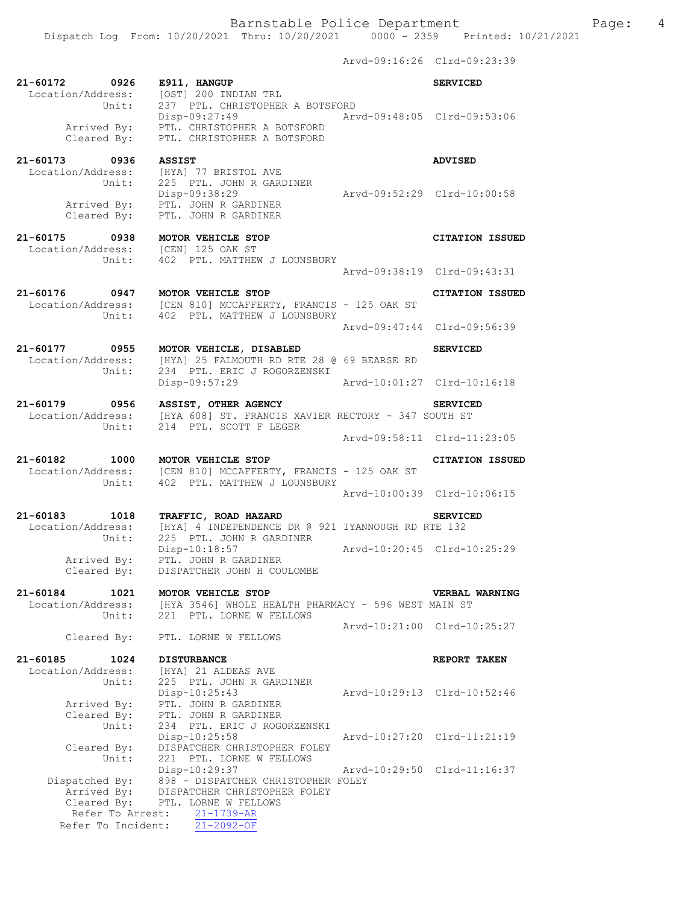Arvd-09:16:26 Clrd-09:23:39

**21-60172 0926 E911, HANGUP** — **SERVICED**
Location/Address: [OST] 200 INDIAN TRL
Unit: 237 PTL. CHRISTOPHER A BOTSFORD
Disp-09:27:49 Arvd-09:48:05 Clrd-09:53:06
Arrived By: PTL. CHRISTOPHER A BOTSFORD
Cleared By: PTL. CHRISTOPHER A BOTSFORD

**21-60173 0936 ASSIST** — **ADVISED**
Location/Address: [HYA] 77 BRISTOL AVE
Unit: 225 PTL. JOHN R GARDINER
Disp-09:38:29 Arvd-09:52:29 Clrd-10:00:58
Arrived By: PTL. JOHN R GARDINER
Cleared By: PTL. JOHN R GARDINER

**21-60175 0938 MOTOR VEHICLE STOP** — **CITATION ISSUED**
Location/Address: [CEN] 125 OAK ST
Unit: 402 PTL. MATTHEW J LOUNSBURY
Arvd-09:38:19 Clrd-09:43:31

**21-60176 0947 MOTOR VEHICLE STOP** — **CITATION ISSUED**
Location/Address: [CEN 810] MCCAFFERTY, FRANCIS - 125 OAK ST
Unit: 402 PTL. MATTHEW J LOUNSBURY
Arvd-09:47:44 Clrd-09:56:39

**21-60177 0955 MOTOR VEHICLE, DISABLED** — **SERVICED**
Location/Address: [HYA] 25 FALMOUTH RD RTE 28 @ 69 BEARSE RD
Unit: 234 PTL. ERIC J ROGORZENSKI
Disp-09:57:29 Arvd-10:01:27 Clrd-10:16:18

**21-60179 0956 ASSIST, OTHER AGENCY** — **SERVICED**
Location/Address: [HYA 608] ST. FRANCIS XAVIER RECTORY - 347 SOUTH ST
Unit: 214 PTL. SCOTT F LEGER
Arvd-09:58:11 Clrd-11:23:05

**21-60182 1000 MOTOR VEHICLE STOP** — **CITATION ISSUED**
Location/Address: [CEN 810] MCCAFFERTY, FRANCIS - 125 OAK ST
Unit: 402 PTL. MATTHEW J LOUNSBURY
Arvd-10:00:39 Clrd-10:06:15

**21-60183 1018 TRAFFIC, ROAD HAZARD** — **SERVICED**
Location/Address: [HYA] 4 INDEPENDENCE DR @ 921 IYANNOUGH RD RTE 132
Unit: 225 PTL. JOHN R GARDINER
Disp-10:18:57 Arvd-10:20:45 Clrd-10:25:29
Arrived By: PTL. JOHN R GARDINER
Cleared By: DISPATCHER JOHN H COULOMBE

**21-60184 1021 MOTOR VEHICLE STOP** — **VERBAL WARNING**
Location/Address: [HYA 3546] WHOLE HEALTH PHARMACY - 596 WEST MAIN ST
Unit: 221 PTL. LORNE W FELLOWS
Arvd-10:21:00 Clrd-10:25:27
Cleared By: PTL. LORNE W FELLOWS

**21-60185 1024 DISTURBANCE** — **REPORT TAKEN**
Location/Address: [HYA] 21 ALDEAS AVE
Unit: 225 PTL. JOHN R GARDINER
Disp-10:25:43 Arvd-10:29:13 Clrd-10:52:46
Arrived By: PTL. JOHN R GARDINER
Cleared By: PTL. JOHN R GARDINER
Unit: 234 PTL. ERIC J ROGORZENSKI
Disp-10:25:58 Arvd-10:27:20 Clrd-11:21:19
Cleared By: DISPATCHER CHRISTOPHER FOLEY
Unit: 221 PTL. LORNE W FELLOWS
Disp-10:29:37 Arvd-10:29:50 Clrd-11:16:37
Dispatched By: 898 - DISPATCHER CHRISTOPHER FOLEY
Arrived By: DISPATCHER CHRISTOPHER FOLEY
Cleared By: PTL. LORNE W FELLOWS
Refer To Arrest: 21-1739-AR
Refer To Incident: 21-2092-OF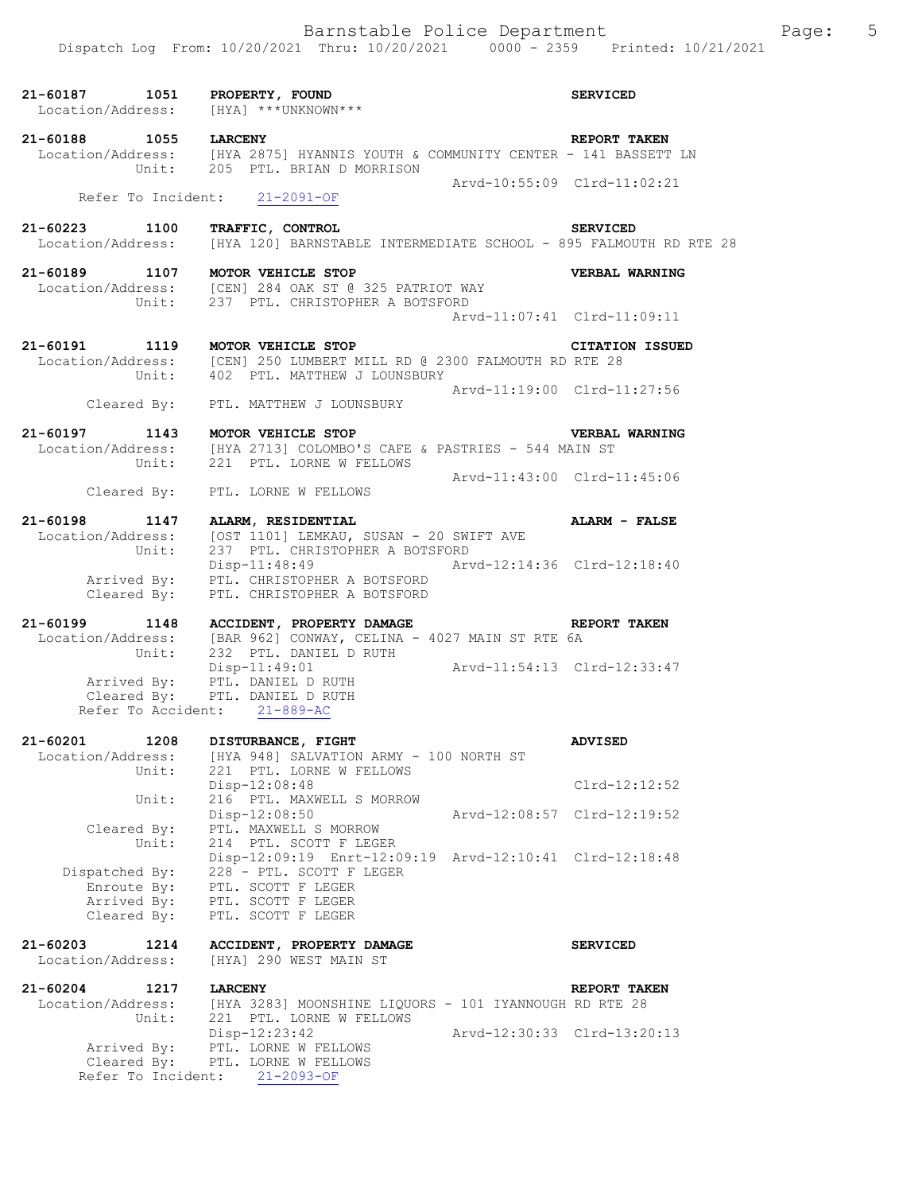**21-60187 1051 PROPERTY, FOUND** — **SERVICED**
Location/Address: [HYA] ***UNKNOWN***

**21-60188 1055 LARCENY** — **REPORT TAKEN**
Location/Address: [HYA 2875] HYANNIS YOUTH & COMMUNITY CENTER - 141 BASSETT LN
Unit: 205 PTL. BRIAN D MORRISON
Arvd-10:55:09 Clrd-11:02:21
Refer To Incident: 21-2091-OF

**21-60223 1100 TRAFFIC, CONTROL** — **SERVICED**
Location/Address: [HYA 120] BARNSTABLE INTERMEDIATE SCHOOL - 895 FALMOUTH RD RTE 28

**21-60189 1107 MOTOR VEHICLE STOP** — **VERBAL WARNING**
Location/Address: [CEN] 284 OAK ST @ 325 PATRIOT WAY
Unit: 237 PTL. CHRISTOPHER A BOTSFORD
Arvd-11:07:41 Clrd-11:09:11

**21-60191 1119 MOTOR VEHICLE STOP** — **CITATION ISSUED**
Location/Address: [CEN] 250 LUMBERT MILL RD @ 2300 FALMOUTH RD RTE 28
Unit: 402 PTL. MATTHEW J LOUNSBURY
Arvd-11:19:00 Clrd-11:27:56
Cleared By: PTL. MATTHEW J LOUNSBURY

**21-60197 1143 MOTOR VEHICLE STOP** — **VERBAL WARNING**
Location/Address: [HYA 2713] COLOMBO'S CAFE & PASTRIES - 544 MAIN ST
Unit: 221 PTL. LORNE W FELLOWS
Arvd-11:43:00 Clrd-11:45:06
Cleared By: PTL. LORNE W FELLOWS

**21-60198 1147 ALARM, RESIDENTIAL** — **ALARM - FALSE**
Location/Address: [OST 1101] LEMKAU, SUSAN - 20 SWIFT AVE
Unit: 237 PTL. CHRISTOPHER A BOTSFORD
Disp-11:48:49 Arvd-12:14:36 Clrd-12:18:40
Arrived By: PTL. CHRISTOPHER A BOTSFORD
Cleared By: PTL. CHRISTOPHER A BOTSFORD

**21-60199 1148 ACCIDENT, PROPERTY DAMAGE** — **REPORT TAKEN**
Location/Address: [BAR 962] CONWAY, CELINA - 4027 MAIN ST RTE 6A
Unit: 232 PTL. DANIEL D RUTH
Disp-11:49:01 Arvd-11:54:13 Clrd-12:33:47
Arrived By: PTL. DANIEL D RUTH
Cleared By: PTL. DANIEL D RUTH
Refer To Accident: 21-889-AC

**21-60201 1208 DISTURBANCE, FIGHT** — **ADVISED**
Location/Address: [HYA 948] SALVATION ARMY - 100 NORTH ST
Unit: 221 PTL. LORNE W FELLOWS
Disp-12:08:48 Clrd-12:12:52
Unit: 216 PTL. MAXWELL S MORROW
Disp-12:08:50 Arvd-12:08:57 Clrd-12:19:52
Cleared By: PTL. MAXWELL S MORROW
Unit: 214 PTL. SCOTT F LEGER
Disp-12:09:19 Enrt-12:09:19 Arvd-12:10:41 Clrd-12:18:48
Dispatched By: 228 - PTL. SCOTT F LEGER
Enroute By: PTL. SCOTT F LEGER
Arrived By: PTL. SCOTT F LEGER
Cleared By: PTL. SCOTT F LEGER

**21-60203 1214 ACCIDENT, PROPERTY DAMAGE** — **SERVICED**
Location/Address: [HYA] 290 WEST MAIN ST

**21-60204 1217 LARCENY** — **REPORT TAKEN**
Location/Address: [HYA 3283] MOONSHINE LIQUORS - 101 IYANNOUGH RD RTE 28
Unit: 221 PTL. LORNE W FELLOWS
Disp-12:23:42 Arvd-12:30:33 Clrd-13:20:13
Arrived By: PTL. LORNE W FELLOWS
Cleared By: PTL. LORNE W FELLOWS
Refer To Incident: 21-2093-OF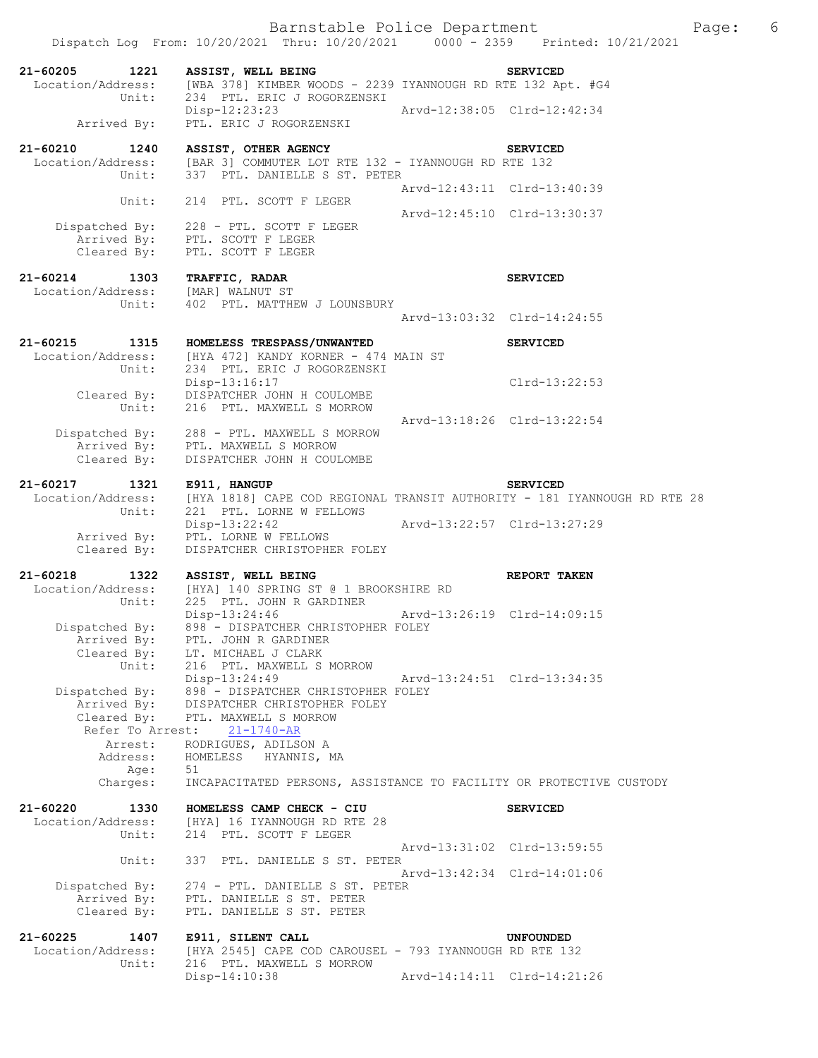```
21-60205        1221   ASSIST, WELL BEING                              SERVICED
  Location/Address:    [WBA 378] KIMBER WOODS - 2239 IYANNOUGH RD RTE 132 Apt. #G4
             Unit:     234  PTL. ERIC J ROGORZENSKI
                       Disp-12:23:23               Arvd-12:38:05  Clrd-12:42:34
       Arrived By:     PTL. ERIC J ROGORZENSKI

21-60210        1240   ASSIST, OTHER AGENCY                            SERVICED
  Location/Address:    [BAR 3] COMMUTER LOT RTE 132 - IYANNOUGH RD RTE 132
             Unit:     337  PTL. DANIELLE S ST. PETER
                                                   Arvd-12:43:11  Clrd-13:40:39
             Unit:     214  PTL. SCOTT F LEGER
                                                   Arvd-12:45:10  Clrd-13:30:37
     Dispatched By:    228 - PTL. SCOTT F LEGER
       Arrived By:     PTL. SCOTT F LEGER
       Cleared By:     PTL. SCOTT F LEGER

21-60214        1303   TRAFFIC, RADAR                                  SERVICED
  Location/Address:    [MAR] WALNUT ST
             Unit:     402  PTL. MATTHEW J LOUNSBURY
                                                   Arvd-13:03:32  Clrd-14:24:55

21-60215        1315   HOMELESS TRESPASS/UNWANTED                      SERVICED
  Location/Address:    [HYA 472] KANDY KORNER - 474 MAIN ST
             Unit:     234  PTL. ERIC J ROGORZENSKI
                       Disp-13:16:17                              Clrd-13:22:53
       Cleared By:     DISPATCHER JOHN H COULOMBE
             Unit:     216  PTL. MAXWELL S MORROW
                                                   Arvd-13:18:26  Clrd-13:22:54
     Dispatched By:    288 - PTL. MAXWELL S MORROW
       Arrived By:     PTL. MAXWELL S MORROW
       Cleared By:     DISPATCHER JOHN H COULOMBE

21-60217        1321   E911, HANGUP                                    SERVICED
  Location/Address:    [HYA 1818] CAPE COD REGIONAL TRANSIT AUTHORITY - 181 IYANNOUGH RD RTE 28
             Unit:     221  PTL. LORNE W FELLOWS
                       Disp-13:22:42               Arvd-13:22:57  Clrd-13:27:29
       Arrived By:     PTL. LORNE W FELLOWS
       Cleared By:     DISPATCHER CHRISTOPHER FOLEY

21-60218        1322   ASSIST, WELL BEING                              REPORT TAKEN
  Location/Address:    [HYA] 140 SPRING ST @ 1 BROOKSHIRE RD
             Unit:     225  PTL. JOHN R GARDINER
                       Disp-13:24:46               Arvd-13:26:19  Clrd-14:09:15
     Dispatched By:    898 - DISPATCHER CHRISTOPHER FOLEY
       Arrived By:     PTL. JOHN R GARDINER
       Cleared By:     LT. MICHAEL J CLARK
             Unit:     216  PTL. MAXWELL S MORROW
                       Disp-13:24:49               Arvd-13:24:51  Clrd-13:34:35
     Dispatched By:    898 - DISPATCHER CHRISTOPHER FOLEY
       Arrived By:     DISPATCHER CHRISTOPHER FOLEY
       Cleared By:     PTL. MAXWELL S MORROW
      Refer To Arrest:    21-1740-AR
           Arrest:     RODRIGUES, ADILSON A
          Address:     HOMELESS   HYANNIS, MA
              Age:     51
          Charges:     INCAPACITATED PERSONS, ASSISTANCE TO FACILITY OR PROTECTIVE CUSTODY

21-60220        1330   HOMELESS CAMP CHECK - CIU                       SERVICED
  Location/Address:    [HYA] 16 IYANNOUGH RD RTE 28
             Unit:     214  PTL. SCOTT F LEGER
                                                   Arvd-13:31:02  Clrd-13:59:55
             Unit:     337  PTL. DANIELLE S ST. PETER
                                                   Arvd-13:42:34  Clrd-14:01:06
     Dispatched By:    274 - PTL. DANIELLE S ST. PETER
       Arrived By:     PTL. DANIELLE S ST. PETER
       Cleared By:     PTL. DANIELLE S ST. PETER

21-60225        1407   E911, SILENT CALL                               UNFOUNDED
  Location/Address:    [HYA 2545] CAPE COD CAROUSEL - 793 IYANNOUGH RD RTE 132
             Unit:     216  PTL. MAXWELL S MORROW
                       Disp-14:10:38               Arvd-14:14:11  Clrd-14:21:26
```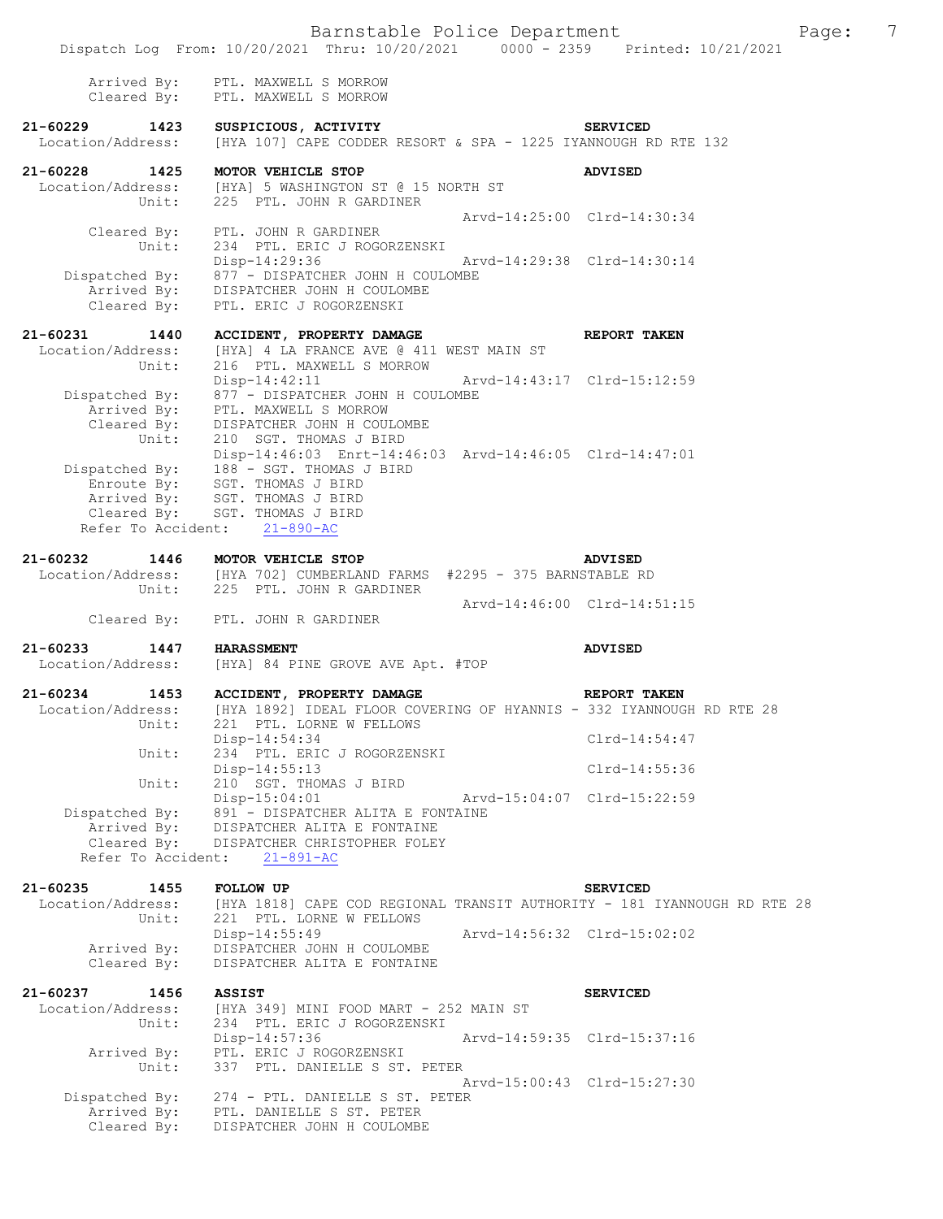```
        Arrived By:    PTL. MAXWELL S MORROW
        Cleared By:    PTL. MAXWELL S MORROW

21-60229        1423    SUSPICIOUS, ACTIVITY                          SERVICED
  Location/Address:     [HYA 107] CAPE CODDER RESORT & SPA - 1225 IYANNOUGH RD RTE 132

21-60228        1425    MOTOR VEHICLE STOP                            ADVISED
  Location/Address:     [HYA] 5 WASHINGTON ST @ 15 NORTH ST
             Unit:      225  PTL. JOHN R GARDINER
                                                   Arvd-14:25:00  Clrd-14:30:34
        Cleared By:     PTL. JOHN R GARDINER
             Unit:      234  PTL. ERIC J ROGORZENSKI
                        Disp-14:29:36              Arvd-14:29:38  Clrd-14:30:14
     Dispatched By:     877 - DISPATCHER JOHN H COULOMBE
        Arrived By:     DISPATCHER JOHN H COULOMBE
        Cleared By:     PTL. ERIC J ROGORZENSKI

21-60231        1440    ACCIDENT, PROPERTY DAMAGE                     REPORT TAKEN
  Location/Address:     [HYA] 4 LA FRANCE AVE @ 411 WEST MAIN ST
             Unit:      216  PTL. MAXWELL S MORROW
                        Disp-14:42:11              Arvd-14:43:17  Clrd-15:12:59
     Dispatched By:     877 - DISPATCHER JOHN H COULOMBE
        Arrived By:     PTL. MAXWELL S MORROW
        Cleared By:     DISPATCHER JOHN H COULOMBE
             Unit:      210  SGT. THOMAS J BIRD
                        Disp-14:46:03  Enrt-14:46:03  Arvd-14:46:05  Clrd-14:47:01
     Dispatched By:     188 - SGT. THOMAS J BIRD
         Enroute By:    SGT. THOMAS J BIRD
        Arrived By:     SGT. THOMAS J BIRD
        Cleared By:     SGT. THOMAS J BIRD
    Refer To Accident:    21-890-AC

21-60232        1446    MOTOR VEHICLE STOP                            ADVISED
  Location/Address:     [HYA 702] CUMBERLAND FARMS  #2295 - 375 BARNSTABLE RD
             Unit:      225  PTL. JOHN R GARDINER
                                                   Arvd-14:46:00  Clrd-14:51:15
        Cleared By:     PTL. JOHN R GARDINER

21-60233        1447    HARASSMENT                                    ADVISED
  Location/Address:     [HYA] 84 PINE GROVE AVE Apt. #TOP

21-60234        1453    ACCIDENT, PROPERTY DAMAGE                     REPORT TAKEN
  Location/Address:     [HYA 1892] IDEAL FLOOR COVERING OF HYANNIS - 332 IYANNOUGH RD RTE 28
             Unit:      221  PTL. LORNE W FELLOWS
                        Disp-14:54:34                             Clrd-14:54:47
             Unit:      234  PTL. ERIC J ROGORZENSKI
                        Disp-14:55:13                             Clrd-14:55:36
             Unit:      210  SGT. THOMAS J BIRD
                        Disp-15:04:01              Arvd-15:04:07  Clrd-15:22:59
     Dispatched By:     891 - DISPATCHER ALITA E FONTAINE
        Arrived By:     DISPATCHER ALITA E FONTAINE
        Cleared By:     DISPATCHER CHRISTOPHER FOLEY
    Refer To Accident:    21-891-AC

21-60235        1455    FOLLOW UP                                     SERVICED
  Location/Address:     [HYA 1818] CAPE COD REGIONAL TRANSIT AUTHORITY - 181 IYANNOUGH RD RTE 28
             Unit:      221  PTL. LORNE W FELLOWS
                        Disp-14:55:49              Arvd-14:56:32  Clrd-15:02:02
        Arrived By:     DISPATCHER JOHN H COULOMBE
        Cleared By:     DISPATCHER ALITA E FONTAINE

21-60237        1456    ASSIST                                        SERVICED
  Location/Address:     [HYA 349] MINI FOOD MART - 252 MAIN ST
             Unit:      234  PTL. ERIC J ROGORZENSKI
                        Disp-14:57:36              Arvd-14:59:35  Clrd-15:37:16
        Arrived By:     PTL. ERIC J ROGORZENSKI
             Unit:      337  PTL. DANIELLE S ST. PETER
                                                   Arvd-15:00:43  Clrd-15:27:30
     Dispatched By:     274 - PTL. DANIELLE S ST. PETER
        Arrived By:     PTL. DANIELLE S ST. PETER
        Cleared By:     DISPATCHER JOHN H COULOMBE
```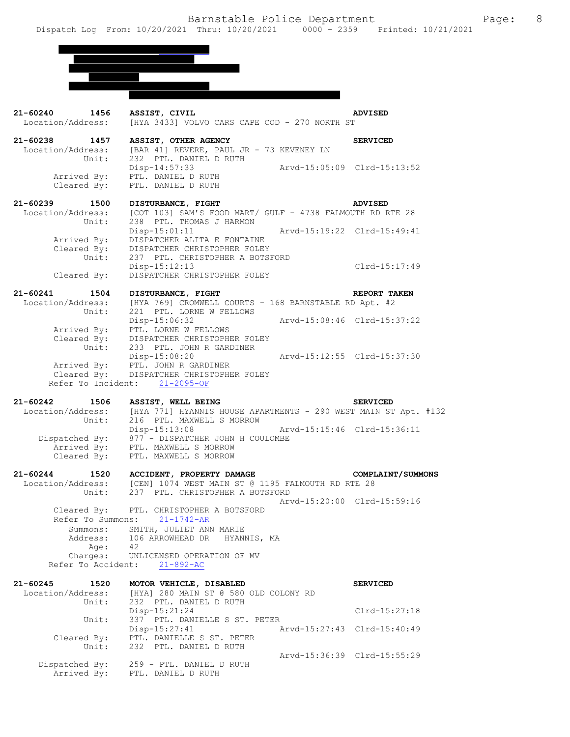21-60240 1456 **ASSIST, CIVIL** **ADVISED**
Location/Address: [HYA 3433] VOLVO CARS CAPE COD - 270 NORTH ST

21-60238 1457 **ASSIST, OTHER AGENCY** **SERVICED**
Location/Address: [BAR 41] REVERE, PAUL JR - 73 KEVENEY LN
Unit: 232 PTL. DANIEL D RUTH
Disp-14:57:33 Arvd-15:05:09 Clrd-15:13:52
Arrived By: PTL. DANIEL D RUTH
Cleared By: PTL. DANIEL D RUTH

21-60239 1500 **DISTURBANCE, FIGHT** **ADVISED**
Location/Address: [COT 103] SAM'S FOOD MART/ GULF - 4738 FALMOUTH RD RTE 28
Unit: 238 PTL. THOMAS J HARMON
Disp-15:01:11 Arvd-15:19:22 Clrd-15:49:41
Arrived By: DISPATCHER ALITA E FONTAINE
Cleared By: DISPATCHER CHRISTOPHER FOLEY
Unit: 237 PTL. CHRISTOPHER A BOTSFORD
Disp-15:12:13 Clrd-15:17:49
Cleared By: DISPATCHER CHRISTOPHER FOLEY

21-60241 1504 **DISTURBANCE, FIGHT** **REPORT TAKEN**
Location/Address: [HYA 769] CROMWELL COURTS - 168 BARNSTABLE RD Apt. #2
Unit: 221 PTL. LORNE W FELLOWS
Disp-15:06:32 Arvd-15:08:46 Clrd-15:37:22
Arrived By: PTL. LORNE W FELLOWS
Cleared By: DISPATCHER CHRISTOPHER FOLEY
Unit: 233 PTL. JOHN R GARDINER
Disp-15:08:20 Arvd-15:12:55 Clrd-15:37:30
Arrived By: PTL. JOHN R GARDINER
Cleared By: DISPATCHER CHRISTOPHER FOLEY
Refer To Incident: 21-2095-OF

21-60242 1506 **ASSIST, WELL BEING** **SERVICED**
Location/Address: [HYA 771] HYANNIS HOUSE APARTMENTS - 290 WEST MAIN ST Apt. #132
Unit: 216 PTL. MAXWELL S MORROW
Disp-15:13:08 Arvd-15:15:46 Clrd-15:36:11
Dispatched By: 877 - DISPATCHER JOHN H COULOMBE
Arrived By: PTL. MAXWELL S MORROW
Cleared By: PTL. MAXWELL S MORROW

21-60244 1520 **ACCIDENT, PROPERTY DAMAGE** **COMPLAINT/SUMMONS**
Location/Address: [CEN] 1074 WEST MAIN ST @ 1195 FALMOUTH RD RTE 28
Unit: 237 PTL. CHRISTOPHER A BOTSFORD
Arvd-15:20:00 Clrd-15:59:16
Cleared By: PTL. CHRISTOPHER A BOTSFORD
Refer To Summons: 21-1742-AR
Summons: SMITH, JULIET ANN MARIE
Address: 106 ARROWHEAD DR HYANNIS, MA
Age: 42
Charges: UNLICENSED OPERATION OF MV
Refer To Accident: 21-892-AC

21-60245 1520 **MOTOR VEHICLE, DISABLED** **SERVICED**
Location/Address: [HYA] 280 MAIN ST @ 580 OLD COLONY RD
Unit: 232 PTL. DANIEL D RUTH
Disp-15:21:24 Clrd-15:27:18
Unit: 337 PTL. DANIELLE S ST. PETER
Disp-15:27:41 Arvd-15:27:43 Clrd-15:40:49
Cleared By: PTL. DANIELLE S ST. PETER
Unit: 232 PTL. DANIEL D RUTH
Arvd-15:36:39 Clrd-15:55:29
Dispatched By: 259 - PTL. DANIEL D RUTH
Arrived By: PTL. DANIEL D RUTH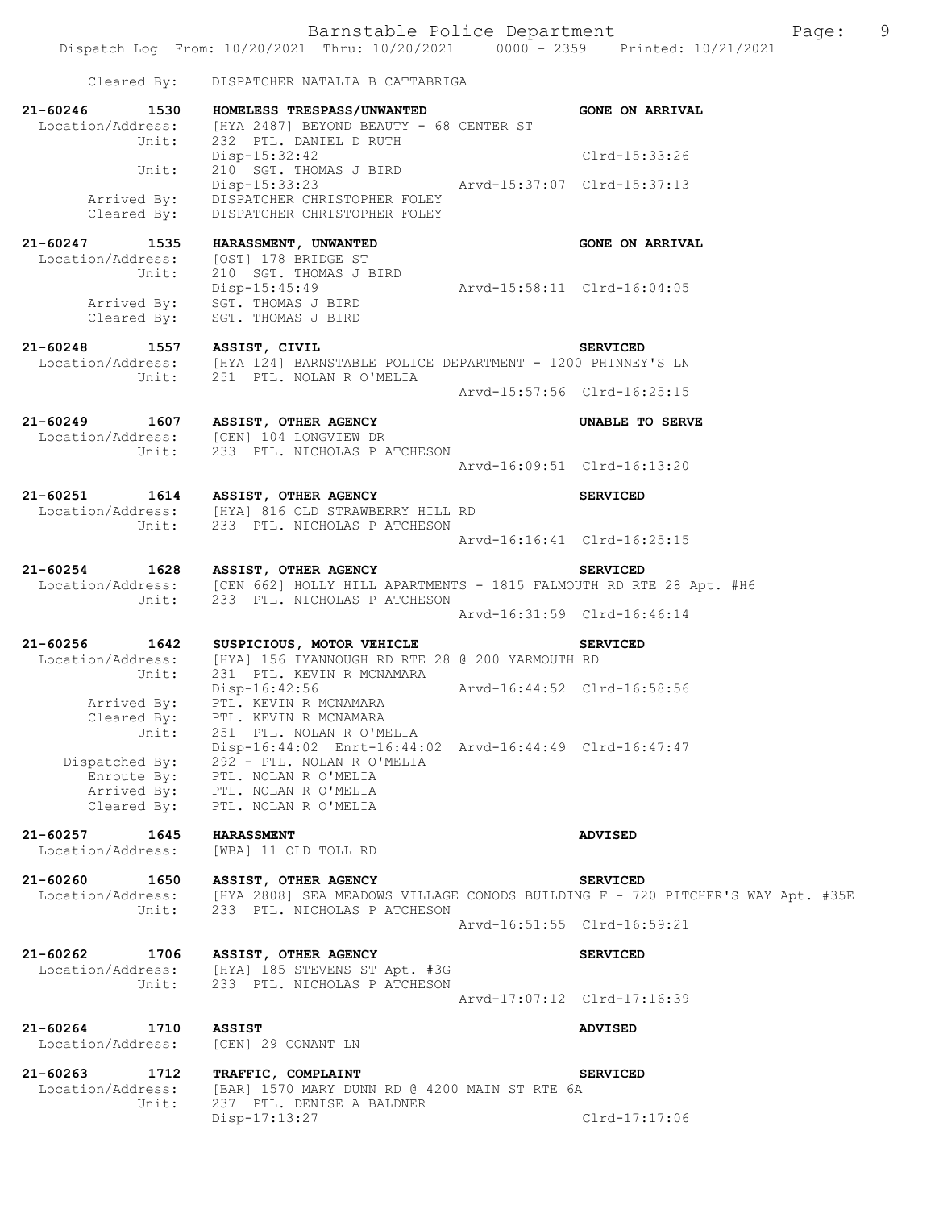Cleared By: DISPATCHER NATALIA B CATTABRIGA

**21-60246 1530 HOMELESS TRESPASS/UNWANTED** — **GONE ON ARRIVAL**
Location/Address: [HYA 2487] BEYOND BEAUTY - 68 CENTER ST
Unit: 232 PTL. DANIEL D RUTH
Disp-15:32:42 Clrd-15:33:26
Unit: 210 SGT. THOMAS J BIRD
Disp-15:33:23 Arvd-15:37:07 Clrd-15:37:13
Arrived By: DISPATCHER CHRISTOPHER FOLEY
Cleared By: DISPATCHER CHRISTOPHER FOLEY

**21-60247 1535 HARASSMENT, UNWANTED** — **GONE ON ARRIVAL**
Location/Address: [OST] 178 BRIDGE ST
Unit: 210 SGT. THOMAS J BIRD
Disp-15:45:49 Arvd-15:58:11 Clrd-16:04:05
Arrived By: SGT. THOMAS J BIRD
Cleared By: SGT. THOMAS J BIRD

**21-60248 1557 ASSIST, CIVIL** — **SERVICED**
Location/Address: [HYA 124] BARNSTABLE POLICE DEPARTMENT - 1200 PHINNEY'S LN
Unit: 251 PTL. NOLAN R O'MELIA
Arvd-15:57:56 Clrd-16:25:15

**21-60249 1607 ASSIST, OTHER AGENCY** — **UNABLE TO SERVE**
Location/Address: [CEN] 104 LONGVIEW DR
Unit: 233 PTL. NICHOLAS P ATCHESON
Arvd-16:09:51 Clrd-16:13:20

**21-60251 1614 ASSIST, OTHER AGENCY** — **SERVICED**
Location/Address: [HYA] 816 OLD STRAWBERRY HILL RD
Unit: 233 PTL. NICHOLAS P ATCHESON
Arvd-16:16:41 Clrd-16:25:15

**21-60254 1628 ASSIST, OTHER AGENCY** — **SERVICED**
Location/Address: [CEN 662] HOLLY HILL APARTMENTS - 1815 FALMOUTH RD RTE 28 Apt. #H6
Unit: 233 PTL. NICHOLAS P ATCHESON
Arvd-16:31:59 Clrd-16:46:14

**21-60256 1642 SUSPICIOUS, MOTOR VEHICLE** — **SERVICED**
Location/Address: [HYA] 156 IYANNOUGH RD RTE 28 @ 200 YARMOUTH RD
Unit: 231 PTL. KEVIN R MCNAMARA
Disp-16:42:56 Arvd-16:44:52 Clrd-16:58:56
Arrived By: PTL. KEVIN R MCNAMARA
Cleared By: PTL. KEVIN R MCNAMARA
Unit: 251 PTL. NOLAN R O'MELIA
Disp-16:44:02 Enrt-16:44:02 Arvd-16:44:49 Clrd-16:47:47
Dispatched By: 292 - PTL. NOLAN R O'MELIA
Enroute By: PTL. NOLAN R O'MELIA
Arrived By: PTL. NOLAN R O'MELIA
Cleared By: PTL. NOLAN R O'MELIA

**21-60257 1645 HARASSMENT** — **ADVISED**
Location/Address: [WBA] 11 OLD TOLL RD

**21-60260 1650 ASSIST, OTHER AGENCY** — **SERVICED**
Location/Address: [HYA 2808] SEA MEADOWS VILLAGE CONODS BUILDING F - 720 PITCHER'S WAY Apt. #35E
Unit: 233 PTL. NICHOLAS P ATCHESON
Arvd-16:51:55 Clrd-16:59:21

**21-60262 1706 ASSIST, OTHER AGENCY** — **SERVICED**
Location/Address: [HYA] 185 STEVENS ST Apt. #3G
Unit: 233 PTL. NICHOLAS P ATCHESON
Arvd-17:07:12 Clrd-17:16:39

**21-60264 1710 ASSIST** — **ADVISED**
Location/Address: [CEN] 29 CONANT LN

**21-60263 1712 TRAFFIC, COMPLAINT** — **SERVICED**
Location/Address: [BAR] 1570 MARY DUNN RD @ 4200 MAIN ST RTE 6A
Unit: 237 PTL. DENISE A BALDNER
Disp-17:13:27 Clrd-17:17:06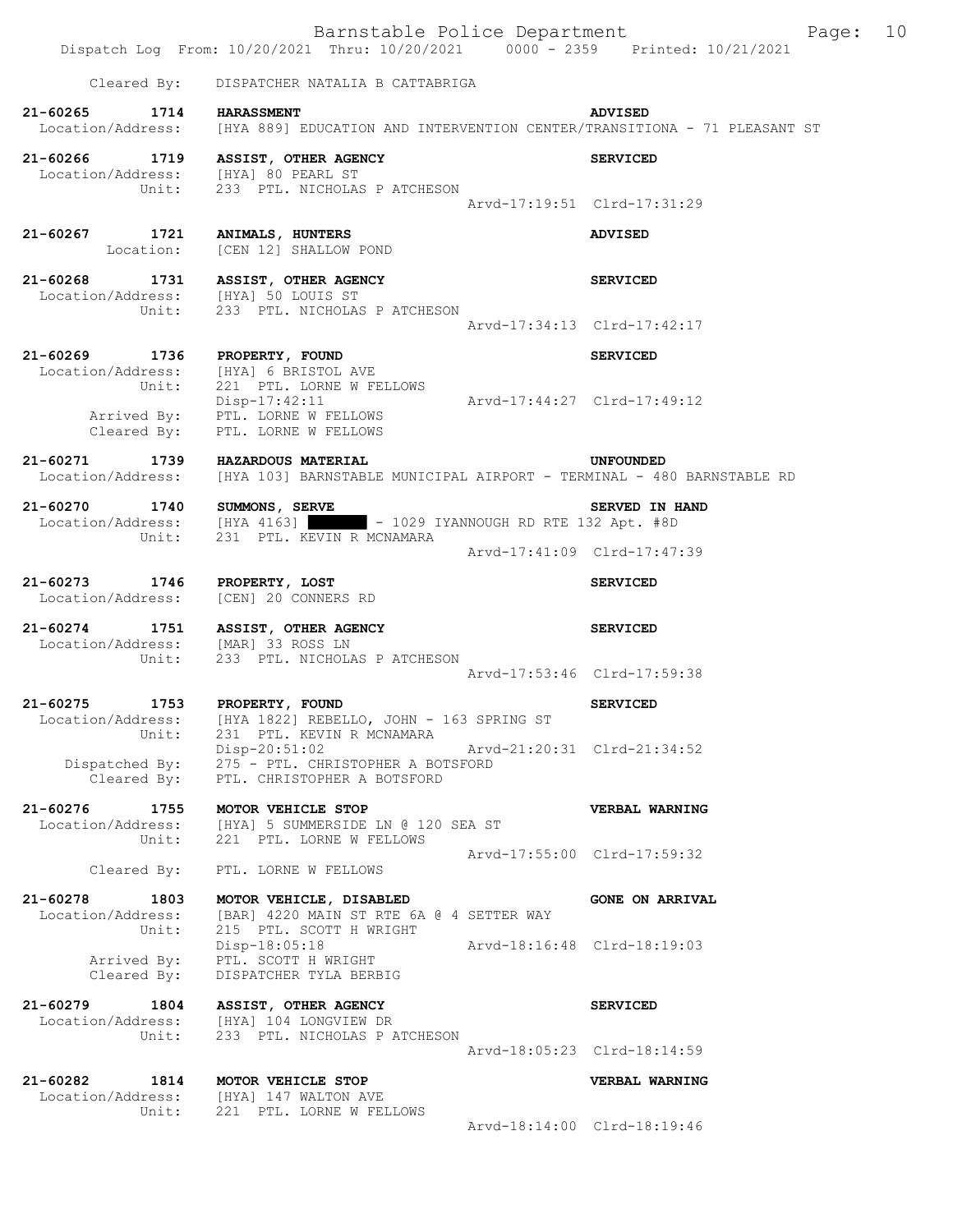Cleared By: DISPATCHER NATALIA B CATTABRIGA

**21-60265 1714 HARASSMENT** **ADVISED**
Location/Address: [HYA 889] EDUCATION AND INTERVENTION CENTER/TRANSITIONA - 71 PLEASANT ST

**21-60266 1719 ASSIST, OTHER AGENCY** **SERVICED**
Location/Address: [HYA] 80 PEARL ST
Unit: 233 PTL. NICHOLAS P ATCHESON
Arvd-17:19:51 Clrd-17:31:29

**21-60267 1721 ANIMALS, HUNTERS** **ADVISED**
Location: [CEN 12] SHALLOW POND

**21-60268 1731 ASSIST, OTHER AGENCY** **SERVICED**
Location/Address: [HYA] 50 LOUIS ST
Unit: 233 PTL. NICHOLAS P ATCHESON
Arvd-17:34:13 Clrd-17:42:17

**21-60269 1736 PROPERTY, FOUND** **SERVICED**
Location/Address: [HYA] 6 BRISTOL AVE
Unit: 221 PTL. LORNE W FELLOWS
Disp-17:42:11 Arvd-17:44:27 Clrd-17:49:12
Arrived By: PTL. LORNE W FELLOWS
Cleared By: PTL. LORNE W FELLOWS

**21-60271 1739 HAZARDOUS MATERIAL** **UNFOUNDED**
Location/Address: [HYA 103] BARNSTABLE MUNICIPAL AIRPORT - TERMINAL - 480 BARNSTABLE RD

**21-60270 1740 SUMMONS, SERVE** **SERVED IN HAND**
Location/Address: [HYA 4163] ██████ - 1029 IYANNOUGH RD RTE 132 Apt. #8D
Unit: 231 PTL. KEVIN R MCNAMARA
Arvd-17:41:09 Clrd-17:47:39

**21-60273 1746 PROPERTY, LOST** **SERVICED**
Location/Address: [CEN] 20 CONNERS RD

**21-60274 1751 ASSIST, OTHER AGENCY** **SERVICED**
Location/Address: [MAR] 33 ROSS LN
Unit: 233 PTL. NICHOLAS P ATCHESON
Arvd-17:53:46 Clrd-17:59:38

**21-60275 1753 PROPERTY, FOUND** **SERVICED**
Location/Address: [HYA 1822] REBELLO, JOHN - 163 SPRING ST
Unit: 231 PTL. KEVIN R MCNAMARA
Disp-20:51:02 Arvd-21:20:31 Clrd-21:34:52
Dispatched By: 275 - PTL. CHRISTOPHER A BOTSFORD
Cleared By: PTL. CHRISTOPHER A BOTSFORD

**21-60276 1755 MOTOR VEHICLE STOP** **VERBAL WARNING**
Location/Address: [HYA] 5 SUMMERSIDE LN @ 120 SEA ST
Unit: 221 PTL. LORNE W FELLOWS
Arvd-17:55:00 Clrd-17:59:32
Cleared By: PTL. LORNE W FELLOWS

**21-60278 1803 MOTOR VEHICLE, DISABLED** **GONE ON ARRIVAL**
Location/Address: [BAR] 4220 MAIN ST RTE 6A @ 4 SETTER WAY
Unit: 215 PTL. SCOTT H WRIGHT
Disp-18:05:18 Arvd-18:16:48 Clrd-18:19:03
Arrived By: PTL. SCOTT H WRIGHT
Cleared By: DISPATCHER TYLA BERBIG

**21-60279 1804 ASSIST, OTHER AGENCY** **SERVICED**
Location/Address: [HYA] 104 LONGVIEW DR
Unit: 233 PTL. NICHOLAS P ATCHESON
Arvd-18:05:23 Clrd-18:14:59

**21-60282 1814 MOTOR VEHICLE STOP** **VERBAL WARNING**
Location/Address: [HYA] 147 WALTON AVE
Unit: 221 PTL. LORNE W FELLOWS
Arvd-18:14:00 Clrd-18:19:46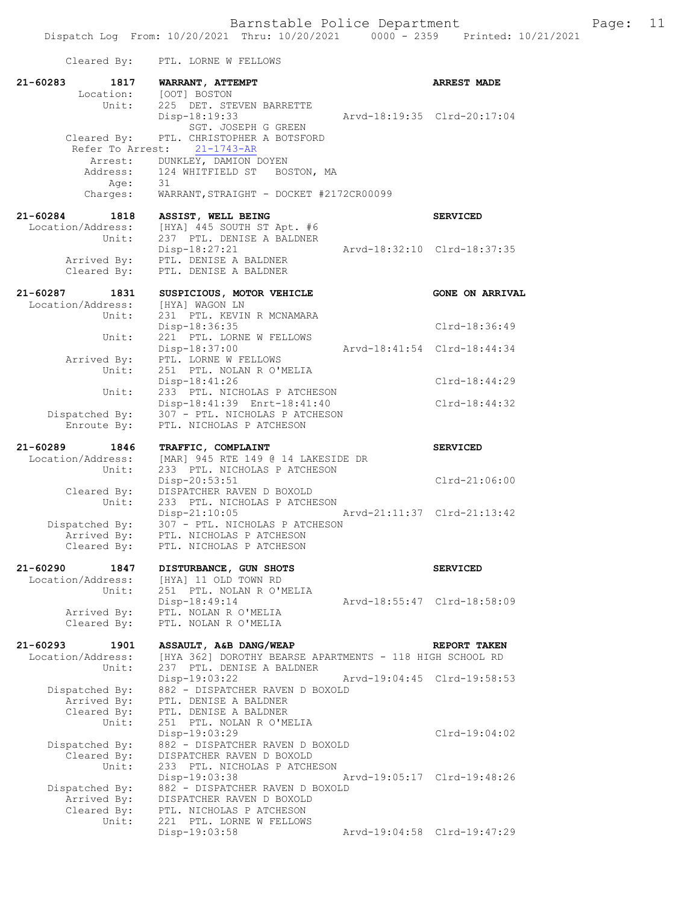Cleared By: PTL. LORNE W FELLOWS

**21-60283 1817 WARRANT, ATTEMPT** **ARREST MADE**
Location: [OOT] BOSTON
Unit: 225 DET. STEVEN BARRETTE
Disp-18:19:33 Arvd-18:19:35 Clrd-20:17:04
SGT. JOSEPH G GREEN
Cleared By: PTL. CHRISTOPHER A BOTSFORD
Refer To Arrest: 21-1743-AR
Arrest: DUNKLEY, DAMION DOYEN
Address: 124 WHITFIELD ST BOSTON, MA
Age: 31
Charges: WARRANT,STRAIGHT - DOCKET #2172CR00099

**21-60284 1818 ASSIST, WELL BEING** **SERVICED**
Location/Address: [HYA] 445 SOUTH ST Apt. #6
Unit: 237 PTL. DENISE A BALDNER
Disp-18:27:21 Arvd-18:32:10 Clrd-18:37:35
Arrived By: PTL. DENISE A BALDNER
Cleared By: PTL. DENISE A BALDNER

**21-60287 1831 SUSPICIOUS, MOTOR VEHICLE** **GONE ON ARRIVAL**
Location/Address: [HYA] WAGON LN
Unit: 231 PTL. KEVIN R MCNAMARA
Disp-18:36:35 Clrd-18:36:49
Unit: 221 PTL. LORNE W FELLOWS
Disp-18:37:00 Arvd-18:41:54 Clrd-18:44:34
Arrived By: PTL. LORNE W FELLOWS
Unit: 251 PTL. NOLAN R O'MELIA
Disp-18:41:26 Clrd-18:44:29
Unit: 233 PTL. NICHOLAS P ATCHESON
Disp-18:41:39 Enrt-18:41:40 Clrd-18:44:32
Dispatched By: 307 - PTL. NICHOLAS P ATCHESON
Enroute By: PTL. NICHOLAS P ATCHESON

**21-60289 1846 TRAFFIC, COMPLAINT** **SERVICED**
Location/Address: [MAR] 945 RTE 149 @ 14 LAKESIDE DR
Unit: 233 PTL. NICHOLAS P ATCHESON
Disp-20:53:51 Clrd-21:06:00
Cleared By: DISPATCHER RAVEN D BOXOLD
Unit: 233 PTL. NICHOLAS P ATCHESON
Disp-21:10:05 Arvd-21:11:37 Clrd-21:13:42
Dispatched By: 307 - PTL. NICHOLAS P ATCHESON
Arrived By: PTL. NICHOLAS P ATCHESON
Cleared By: PTL. NICHOLAS P ATCHESON

**21-60290 1847 DISTURBANCE, GUN SHOTS** **SERVICED**
Location/Address: [HYA] 11 OLD TOWN RD
Unit: 251 PTL. NOLAN R O'MELIA
Disp-18:49:14 Arvd-18:55:47 Clrd-18:58:09
Arrived By: PTL. NOLAN R O'MELIA
Cleared By: PTL. NOLAN R O'MELIA

**21-60293 1901 ASSAULT, A&B DANG/WEAP** **REPORT TAKEN**
Location/Address: [HYA 362] DOROTHY BEARSE APARTMENTS - 118 HIGH SCHOOL RD
Unit: 237 PTL. DENISE A BALDNER
Disp-19:03:22 Arvd-19:04:45 Clrd-19:58:53
Dispatched By: 882 - DISPATCHER RAVEN D BOXOLD
Arrived By: PTL. DENISE A BALDNER
Cleared By: PTL. DENISE A BALDNER
Unit: 251 PTL. NOLAN R O'MELIA
Disp-19:03:29 Clrd-19:04:02
Dispatched By: 882 - DISPATCHER RAVEN D BOXOLD
Cleared By: DISPATCHER RAVEN D BOXOLD
Unit: 233 PTL. NICHOLAS P ATCHESON
Disp-19:03:38 Arvd-19:05:17 Clrd-19:48:26
Dispatched By: 882 - DISPATCHER RAVEN D BOXOLD
Arrived By: DISPATCHER RAVEN D BOXOLD
Cleared By: PTL. NICHOLAS P ATCHESON
Unit: 221 PTL. LORNE W FELLOWS
Disp-19:03:58 Arvd-19:04:58 Clrd-19:47:29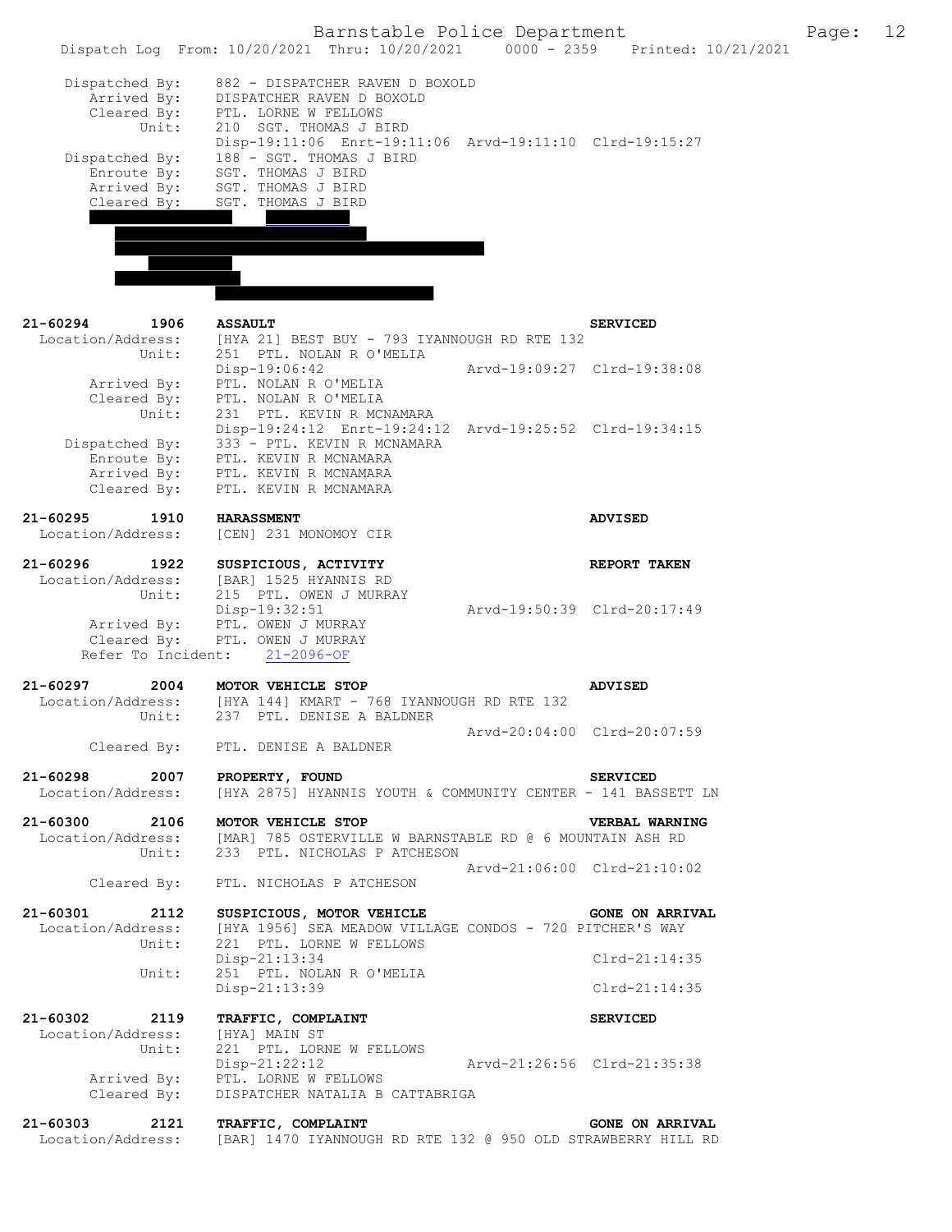```
    Dispatched By:    882 - DISPATCHER RAVEN D BOXOLD
       Arrived By:    DISPATCHER RAVEN D BOXOLD
       Cleared By:    PTL. LORNE W FELLOWS
             Unit:    210  SGT. THOMAS J BIRD
                      Disp-19:11:06  Enrt-19:11:06  Arvd-19:11:10  Clrd-19:15:27
    Dispatched By:    188 - SGT. THOMAS J BIRD
       Enroute By:    SGT. THOMAS J BIRD
       Arrived By:    SGT. THOMAS J BIRD
       Cleared By:    SGT. THOMAS J BIRD

21-60294      1906    ASSAULT                                        SERVICED
 Location/Address:    [HYA 21] BEST BUY - 793 IYANNOUGH RD RTE 132
             Unit:    251  PTL. NOLAN R O'MELIA
                      Disp-19:06:42                 Arvd-19:09:27  Clrd-19:38:08
       Arrived By:    PTL. NOLAN R O'MELIA
       Cleared By:    PTL. NOLAN R O'MELIA
             Unit:    231  PTL. KEVIN R MCNAMARA
                      Disp-19:24:12  Enrt-19:24:12  Arvd-19:25:52  Clrd-19:34:15
    Dispatched By:    333 - PTL. KEVIN R MCNAMARA
       Enroute By:    PTL. KEVIN R MCNAMARA
       Arrived By:    PTL. KEVIN R MCNAMARA
       Cleared By:    PTL. KEVIN R MCNAMARA

21-60295      1910    HARASSMENT                                     ADVISED
 Location/Address:    [CEN] 231 MONOMOY CIR

21-60296      1922    SUSPICIOUS, ACTIVITY                           REPORT TAKEN
 Location/Address:    [BAR] 1525 HYANNIS RD
             Unit:    215  PTL. OWEN J MURRAY
                      Disp-19:32:51                 Arvd-19:50:39  Clrd-20:17:49
       Arrived By:    PTL. OWEN J MURRAY
       Cleared By:    PTL. OWEN J MURRAY
   Refer To Incident:    21-2096-OF

21-60297      2004    MOTOR VEHICLE STOP                             ADVISED
 Location/Address:    [HYA 144] KMART - 768 IYANNOUGH RD RTE 132
             Unit:    237  PTL. DENISE A BALDNER
                                                    Arvd-20:04:00  Clrd-20:07:59
       Cleared By:    PTL. DENISE A BALDNER

21-60298      2007    PROPERTY, FOUND                                SERVICED
 Location/Address:    [HYA 2875] HYANNIS YOUTH & COMMUNITY CENTER - 141 BASSETT LN

21-60300      2106    MOTOR VEHICLE STOP                             VERBAL WARNING
 Location/Address:    [MAR] 785 OSTERVILLE W BARNSTABLE RD @ 6 MOUNTAIN ASH RD
             Unit:    233  PTL. NICHOLAS P ATCHESON
                                                    Arvd-21:06:00  Clrd-21:10:02
       Cleared By:    PTL. NICHOLAS P ATCHESON

21-60301      2112    SUSPICIOUS, MOTOR VEHICLE                      GONE ON ARRIVAL
 Location/Address:    [HYA 1956] SEA MEADOW VILLAGE CONDOS - 720 PITCHER'S WAY
             Unit:    221  PTL. LORNE W FELLOWS
                      Disp-21:13:34                                Clrd-21:14:35
             Unit:    251  PTL. NOLAN R O'MELIA
                      Disp-21:13:39                                Clrd-21:14:35

21-60302      2119    TRAFFIC, COMPLAINT                             SERVICED
 Location/Address:    [HYA] MAIN ST
             Unit:    221  PTL. LORNE W FELLOWS
                      Disp-21:22:12                 Arvd-21:26:56  Clrd-21:35:38
       Arrived By:    PTL. LORNE W FELLOWS
       Cleared By:    DISPATCHER NATALIA B CATTABRIGA

21-60303      2121    TRAFFIC, COMPLAINT                             GONE ON ARRIVAL
 Location/Address:    [BAR] 1470 IYANNOUGH RD RTE 132 @ 950 OLD STRAWBERRY HILL RD
```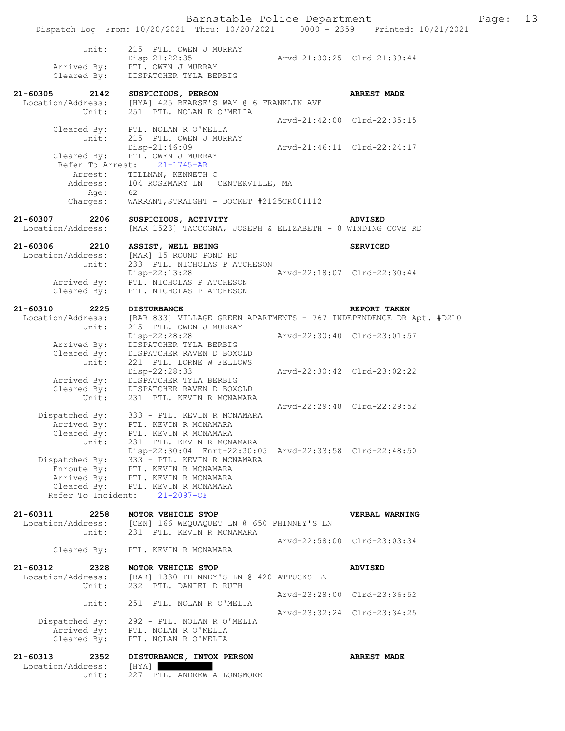```
 Unit:      215  PTL. OWEN J MURRAY
            Disp-21:22:35                 Arvd-21:30:25  Clrd-21:39:44
 Arrived By:   PTL. OWEN J MURRAY
 Cleared By:   DISPATCHER TYLA BERBIG

21-60305        2142   SUSPICIOUS, PERSON                           ARREST MADE
 Location/Address:     [HYA] 425 BEARSE'S WAY @ 6 FRANKLIN AVE
            Unit:      251  PTL. NOLAN R O'MELIA
                                          Arvd-21:42:00  Clrd-22:35:15
      Cleared By:      PTL. NOLAN R O'MELIA
            Unit:      215  PTL. OWEN J MURRAY
                       Disp-21:46:09      Arvd-21:46:11  Clrd-22:24:17
      Cleared By:      PTL. OWEN J MURRAY
    Refer To Arrest:   21-1745-AR
          Arrest:      TILLMAN, KENNETH C
         Address:      104 ROSEMARY LN   CENTERVILLE, MA
             Age:      62
         Charges:      WARRANT,STRAIGHT - DOCKET #2125CR001112

21-60307        2206   SUSPICIOUS, ACTIVITY                         ADVISED
 Location/Address:     [MAR 1523] TACCOGNA, JOSEPH & ELIZABETH - 8 WINDING COVE RD

21-60306        2210   ASSIST, WELL BEING                           SERVICED
 Location/Address:     [MAR] 15 ROUND POND RD
            Unit:      233  PTL. NICHOLAS P ATCHESON
                       Disp-22:13:28      Arvd-22:18:07  Clrd-22:30:44
      Arrived By:      PTL. NICHOLAS P ATCHESON
      Cleared By:      PTL. NICHOLAS P ATCHESON

21-60310        2225   DISTURBANCE                                  REPORT TAKEN
 Location/Address:     [BAR 833] VILLAGE GREEN APARTMENTS - 767 INDEPENDENCE DR Apt. #D210
            Unit:      215  PTL. OWEN J MURRAY
                       Disp-22:28:28      Arvd-22:30:40  Clrd-23:01:57
      Arrived By:      DISPATCHER TYLA BERBIG
      Cleared By:      DISPATCHER RAVEN D BOXOLD
            Unit:      221  PTL. LORNE W FELLOWS
                       Disp-22:28:33      Arvd-22:30:42  Clrd-23:02:22
      Arrived By:      DISPATCHER TYLA BERBIG
      Cleared By:      DISPATCHER RAVEN D BOXOLD
            Unit:      231  PTL. KEVIN R MCNAMARA
                                          Arvd-22:29:48  Clrd-22:29:52
   Dispatched By:      333 - PTL. KEVIN R MCNAMARA
      Arrived By:      PTL. KEVIN R MCNAMARA
      Cleared By:      PTL. KEVIN R MCNAMARA
            Unit:      231  PTL. KEVIN R MCNAMARA
                       Disp-22:30:04  Enrt-22:30:05  Arvd-22:33:58  Clrd-22:48:50
   Dispatched By:      333 - PTL. KEVIN R MCNAMARA
       Enroute By:     PTL. KEVIN R MCNAMARA
      Arrived By:      PTL. KEVIN R MCNAMARA
      Cleared By:      PTL. KEVIN R MCNAMARA
   Refer To Incident:  21-2097-OF

21-60311        2258   MOTOR VEHICLE STOP                           VERBAL WARNING
 Location/Address:     [CEN] 166 WEQUAQUET LN @ 650 PHINNEY'S LN
            Unit:      231  PTL. KEVIN R MCNAMARA
                                          Arvd-22:58:00  Clrd-23:03:34
      Cleared By:      PTL. KEVIN R MCNAMARA

21-60312        2328   MOTOR VEHICLE STOP                           ADVISED
 Location/Address:     [BAR] 1330 PHINNEY'S LN @ 420 ATTUCKS LN
            Unit:      232  PTL. DANIEL D RUTH
                                          Arvd-23:28:00  Clrd-23:36:52
            Unit:      251  PTL. NOLAN R O'MELIA
                                          Arvd-23:32:24  Clrd-23:34:25
   Dispatched By:      292 - PTL. NOLAN R O'MELIA
      Arrived By:      PTL. NOLAN R O'MELIA
      Cleared By:      PTL. NOLAN R O'MELIA

21-60313        2352   DISTURBANCE, INTOX PERSON                    ARREST MADE
 Location/Address:     [HYA] ██████████
            Unit:      227  PTL. ANDREW A LONGMORE
```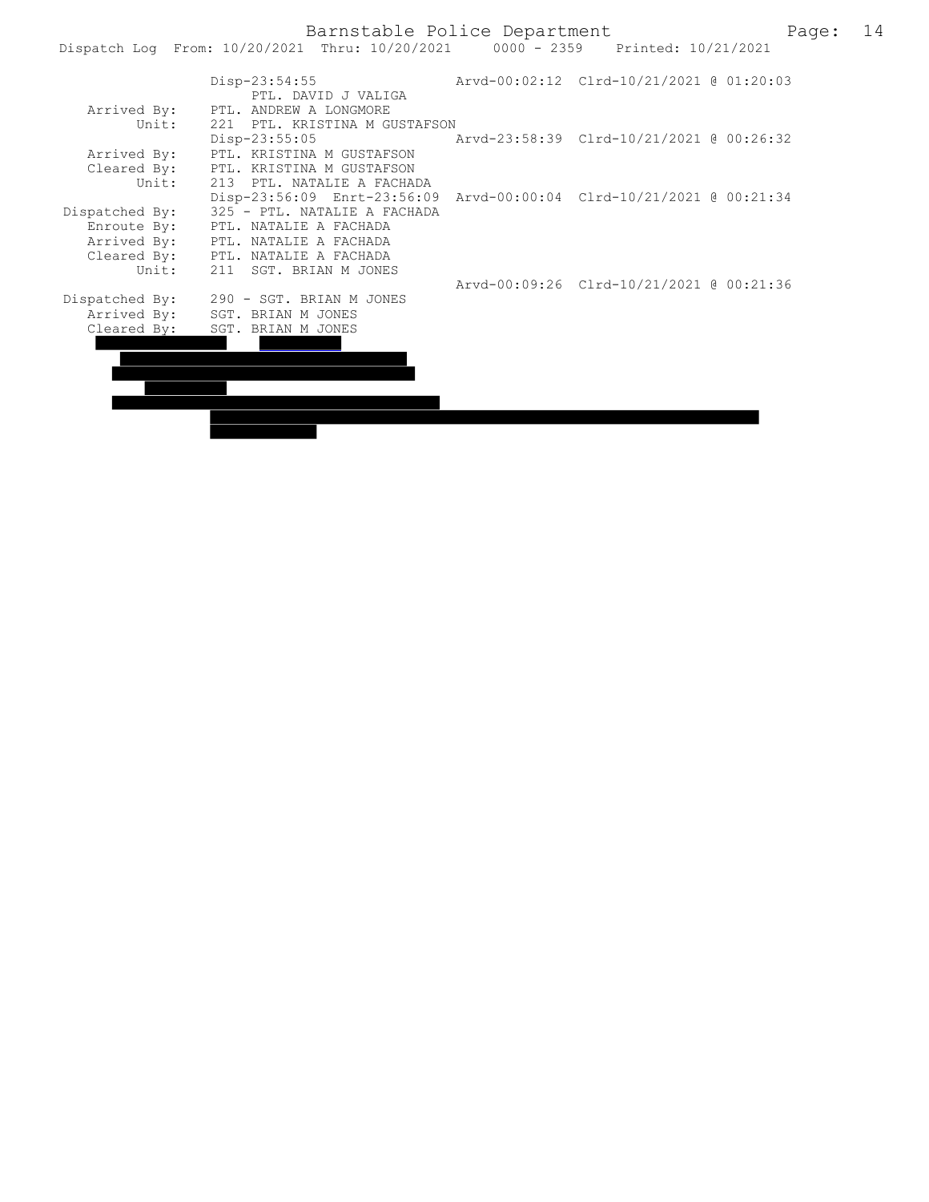```
                    Disp-23:54:55                  Arvd-00:02:12  Clrd-10/21/2021 @ 01:20:03
                       PTL. DAVID J VALIGA
     Arrived By:    PTL. ANDREW A LONGMORE
           Unit:    221  PTL. KRISTINA M GUSTAFSON
                    Disp-23:55:05                  Arvd-23:58:39  Clrd-10/21/2021 @ 00:26:32
     Arrived By:    PTL. KRISTINA M GUSTAFSON
     Cleared By:    PTL. KRISTINA M GUSTAFSON
           Unit:    213  PTL. NATALIE A FACHADA
                    Disp-23:56:09  Enrt-23:56:09   Arvd-00:00:04  Clrd-10/21/2021 @ 00:21:34
  Dispatched By:    325 - PTL. NATALIE A FACHADA
     Enroute By:    PTL. NATALIE A FACHADA
     Arrived By:    PTL. NATALIE A FACHADA
     Cleared By:    PTL. NATALIE A FACHADA
           Unit:    211  SGT. BRIAN M JONES
                                                   Arvd-00:09:26  Clrd-10/21/2021 @ 00:21:36
  Dispatched By:    290 - SGT. BRIAN M JONES
     Arrived By:    SGT. BRIAN M JONES
     Cleared By:    SGT. BRIAN M JONES
```